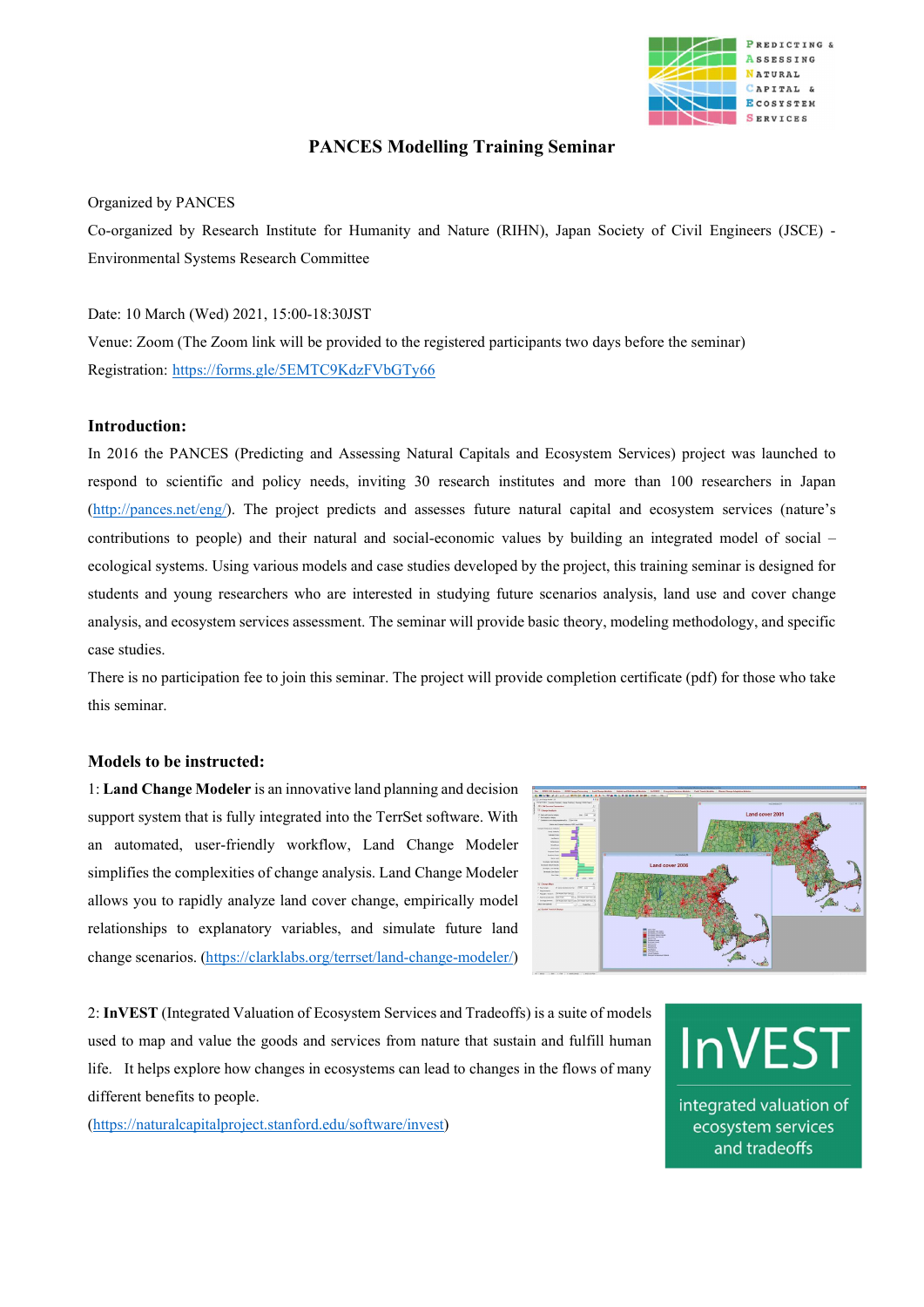# PANCES Modelling Training Seminar

Organized by PANCES

Co-organized by Research Institute for Humanity and Nature (RIHN), Japan Society of Civil Engineers (JSCE) - Environmental Systems Research Committee

Date: 10 March (Wed) 2021, 15:00-18:30JST

Venue: Zoom (The Zoom link will be provided to the registered participants two days before the seminar)

Registration: https://forms.gle/5EMTC9KdzFVbGTy66

### Introduction:

In 2016 the PANCES (Predicting and Assessing Natural Capitals and Ecosystem Services) project was launched to respond to scientific and policy needs, inviting 30 research institutes and more than 100 researchers in Japan (http://pances.net/eng/). The project predicts and assesses future natural capital and ecosystem services (nature's contributions to people) and their natural and social-economic values by building an integrated model of social – ecological systems. Using various models and case studies developed by the project, this training seminar is designed for students and young researchers who are interested in studying future scenarios analysis, land use and cover change analysis, and ecosystem services assessment. The seminar will provide basic theory, modeling methodology, and specific case studies.

There is no participation fee to join this seminar. The project will provide completion certificate (pdf) for those who take this seminar.

### Models to be instructed:

1: **Land Change Modeler** is an innovative land planning and decision support system that is fully integrated into the TerrSet software. With an automated, user-friendly workflow, Land Change Modeler simplifies the complexities of change analysis. Land Change Modeler allows you to rapidly analyze land cover change, empirically model relationships to explanatory variables, and simulate future land change scenarios. (https://clarklabs.org/terrset/land-change-modeler/)

2: **InVEST** (Integrated Valuation of Ecosystem Services and Tradeoffs) is a suite of models used to map and value the goods and services from nature that sustain and fulfill human life. It helps explore how changes in ecosystems can lead to changes in the flows of many different benefits to people.

(https://naturalcapitalproject.stanford.edu/software/invest)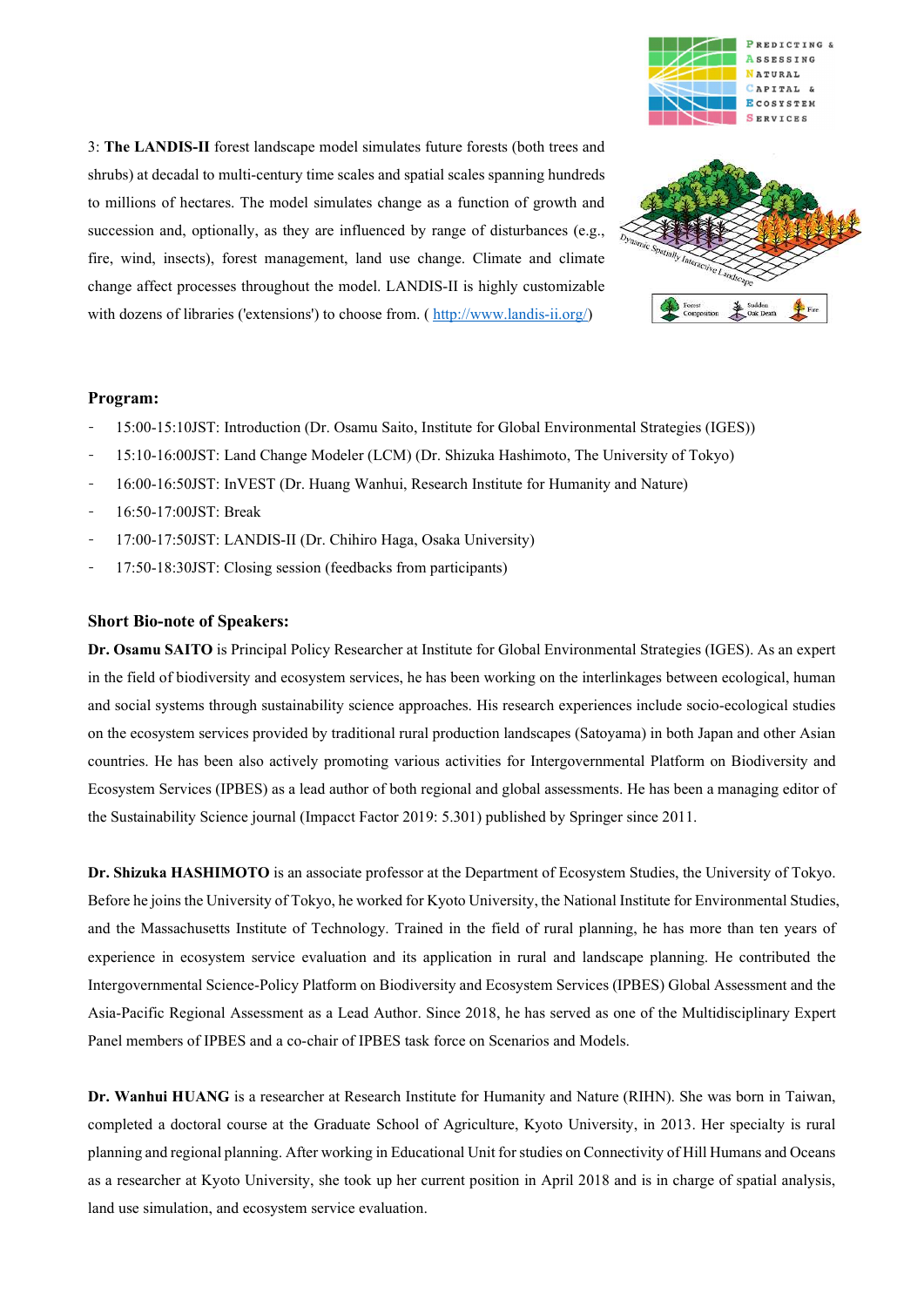3: **The LANDIS-II** forest landscape model simulates future forests (both trees and shrubs) at decadal to multi-century time scales and spatial scales spanning hundreds to millions of hectares. The model simulates change as a function of growth and succession and, optionally, as they are influenced by range of disturbances (e.g., fire, wind, insects), forest management, land use change. Climate and climate change affect processes throughout the model. LANDIS-II is highly customizable with dozens of libraries ('extensions') to choose from. ( http://www.landis-ii.org/)

### Program:

- 15:00-15:10JST: Introduction (Dr. Osamu Saito, Institute for Global Environmental Strategies (IGES))
- 15:10-16:00JST: Land Change Modeler (LCM) (Dr. Shizuka Hashimoto, The University of Tokyo)
- 16:00-16:50JST: InVEST (Dr. Huang Wanhui, Research Institute for Humanity and Nature)
- 16:50-17:00JST: Break
- 17:00-17:50JST: LANDIS-II (Dr. Chihiro Haga, Osaka University)
- 17:50-18:30JST: Closing session (feedbacks from participants)

### Short Bio-note of Speakers:

**Dr. Osamu SAITO** is Principal Policy Researcher at Institute for Global Environmental Strategies (IGES). As an expert in the field of biodiversity and ecosystem services, he has been working on the interlinkages between ecological, human and social systems through sustainability science approaches. His research experiences include socio-ecological studies on the ecosystem services provided by traditional rural production landscapes (Satoyama) in both Japan and other Asian countries. He has been also actively promoting various activities for Intergovernmental Platform on Biodiversity and Ecosystem Services (IPBES) as a lead author of both regional and global assessments. He has been a managing editor of the Sustainability Science journal (Impacct Factor 2019: 5.301) published by Springer since 2011.

**Dr. Shizuka HASHIMOTO** is an associate professor at the Department of Ecosystem Studies, the University of Tokyo. Before he joins the University of Tokyo, he worked for Kyoto University, the National Institute for Environmental Studies, and the Massachusetts Institute of Technology. Trained in the field of rural planning, he has more than ten years of experience in ecosystem service evaluation and its application in rural and landscape planning. He contributed the Intergovernmental Science-Policy Platform on Biodiversity and Ecosystem Services (IPBES) Global Assessment and the Asia-Pacific Regional Assessment as a Lead Author. Since 2018, he has served as one of the Multidisciplinary Expert Panel members of IPBES and a co-chair of IPBES task force on Scenarios and Models.

**Dr. Wanhui HUANG** is a researcher at Research Institute for Humanity and Nature (RIHN). She was born in Taiwan, completed a doctoral course at the Graduate School of Agriculture, Kyoto University, in 2013. Her specialty is rural planning and regional planning. After working in Educational Unit for studies on Connectivity of Hill Humans and Oceans as a researcher at Kyoto University, she took up her current position in April 2018 and is in charge of spatial analysis, land use simulation, and ecosystem service evaluation.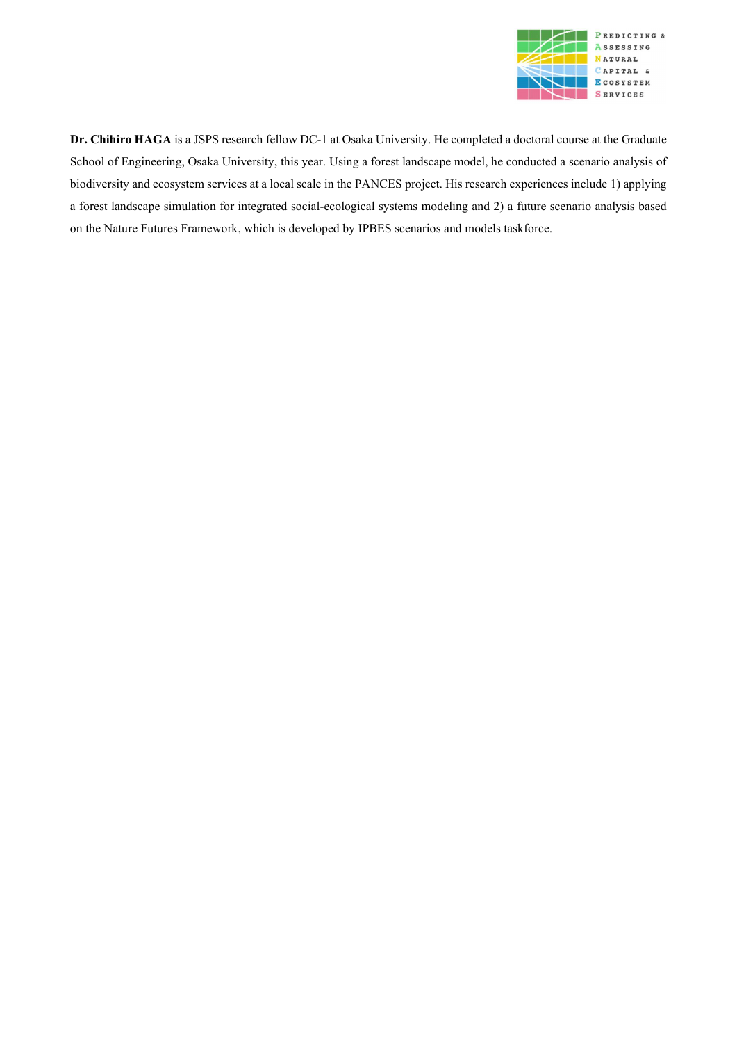**Dr. Chihiro HAGA** is a JSPS research fellow DC-1 at Osaka University. He completed a doctoral course at the Graduate School of Engineering, Osaka University, this year. Using a forest landscape model, he conducted a scenario analysis of biodiversity and ecosystem services at a local scale in the PANCES project. His research experiences include 1) applying a forest landscape simulation for integrated social-ecological systems modeling and 2) a future scenario analysis based on the Nature Futures Framework, which is developed by IPBES scenarios and models taskforce.